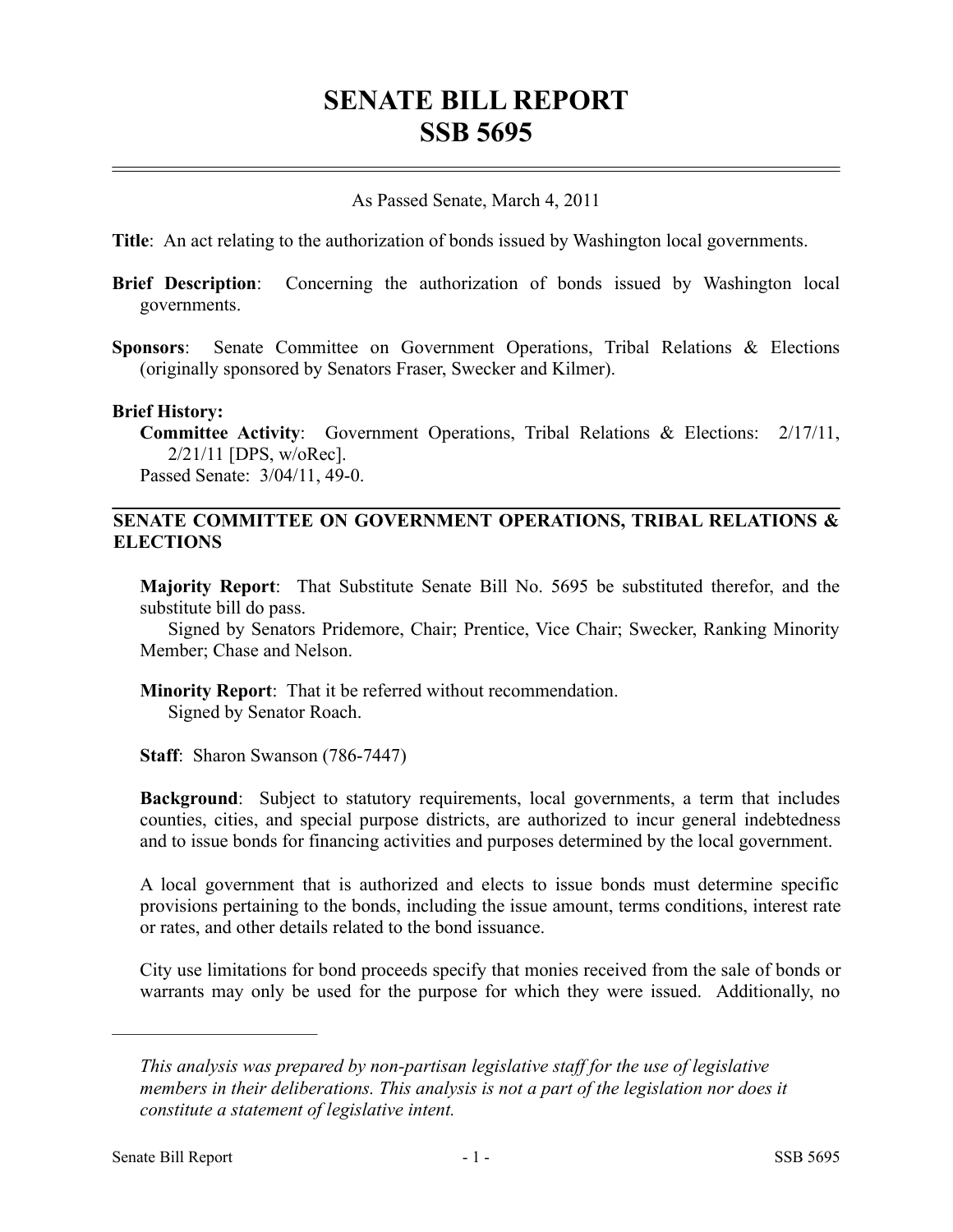# SENATE BILL REPORT
# SSB 5695

As Passed Senate, March 4, 2011

**Title**: An act relating to the authorization of bonds issued by Washington local governments.

**Brief Description**: Concerning the authorization of bonds issued by Washington local governments.

**Sponsors**: Senate Committee on Government Operations, Tribal Relations & Elections (originally sponsored by Senators Fraser, Swecker and Kilmer).

**Brief History:**

**Committee Activity**: Government Operations, Tribal Relations & Elections: 2/17/11, 2/21/11 [DPS, w/oRec].

Passed Senate: 3/04/11, 49-0.

## SENATE COMMITTEE ON GOVERNMENT OPERATIONS, TRIBAL RELATIONS & ELECTIONS

**Majority Report**: That Substitute Senate Bill No. 5695 be substituted therefor, and the substitute bill do pass.

Signed by Senators Pridemore, Chair; Prentice, Vice Chair; Swecker, Ranking Minority Member; Chase and Nelson.

**Minority Report**: That it be referred without recommendation.

Signed by Senator Roach.

**Staff**: Sharon Swanson (786-7447)

**Background**: Subject to statutory requirements, local governments, a term that includes counties, cities, and special purpose districts, are authorized to incur general indebtedness and to issue bonds for financing activities and purposes determined by the local government.

A local government that is authorized and elects to issue bonds must determine specific provisions pertaining to the bonds, including the issue amount, terms conditions, interest rate or rates, and other details related to the bond issuance.

City use limitations for bond proceeds specify that monies received from the sale of bonds or warrants may only be used for the purpose for which they were issued. Additionally, no

---

*This analysis was prepared by non-partisan legislative staff for the use of legislative members in their deliberations. This analysis is not a part of the legislation nor does it constitute a statement of legislative intent.*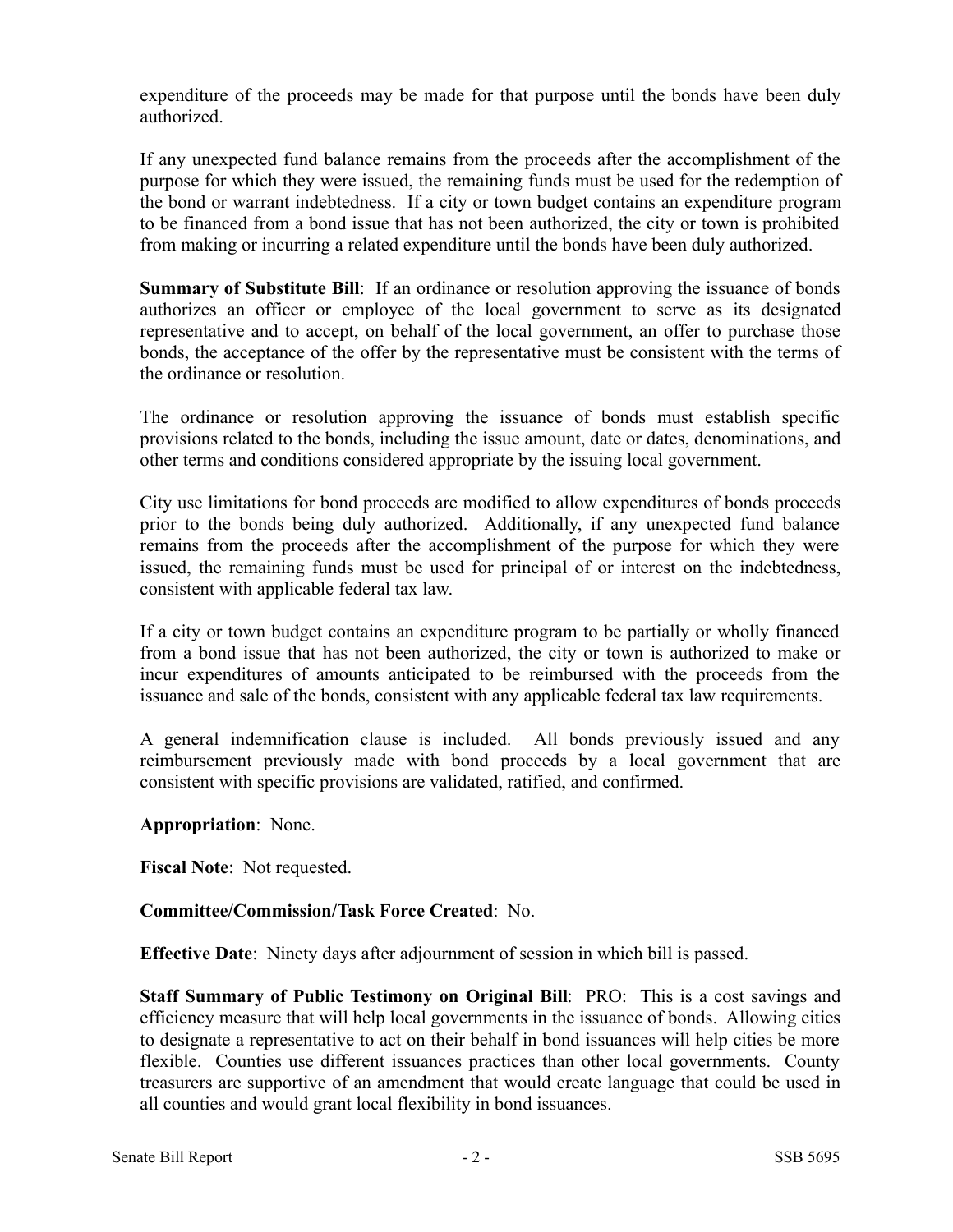expenditure of the proceeds may be made for that purpose until the bonds have been duly authorized.

If any unexpected fund balance remains from the proceeds after the accomplishment of the purpose for which they were issued, the remaining funds must be used for the redemption of the bond or warrant indebtedness. If a city or town budget contains an expenditure program to be financed from a bond issue that has not been authorized, the city or town is prohibited from making or incurring a related expenditure until the bonds have been duly authorized.

**Summary of Substitute Bill**: If an ordinance or resolution approving the issuance of bonds authorizes an officer or employee of the local government to serve as its designated representative and to accept, on behalf of the local government, an offer to purchase those bonds, the acceptance of the offer by the representative must be consistent with the terms of the ordinance or resolution.

The ordinance or resolution approving the issuance of bonds must establish specific provisions related to the bonds, including the issue amount, date or dates, denominations, and other terms and conditions considered appropriate by the issuing local government.

City use limitations for bond proceeds are modified to allow expenditures of bonds proceeds prior to the bonds being duly authorized. Additionally, if any unexpected fund balance remains from the proceeds after the accomplishment of the purpose for which they were issued, the remaining funds must be used for principal of or interest on the indebtedness, consistent with applicable federal tax law.

If a city or town budget contains an expenditure program to be partially or wholly financed from a bond issue that has not been authorized, the city or town is authorized to make or incur expenditures of amounts anticipated to be reimbursed with the proceeds from the issuance and sale of the bonds, consistent with any applicable federal tax law requirements.

A general indemnification clause is included. All bonds previously issued and any reimbursement previously made with bond proceeds by a local government that are consistent with specific provisions are validated, ratified, and confirmed.

**Appropriation**: None.

**Fiscal Note**: Not requested.

**Committee/Commission/Task Force Created**: No.

**Effective Date**: Ninety days after adjournment of session in which bill is passed.

**Staff Summary of Public Testimony on Original Bill**: PRO: This is a cost savings and efficiency measure that will help local governments in the issuance of bonds. Allowing cities to designate a representative to act on their behalf in bond issuances will help cities be more flexible. Counties use different issuances practices than other local governments. County treasurers are supportive of an amendment that would create language that could be used in all counties and would grant local flexibility in bond issuances.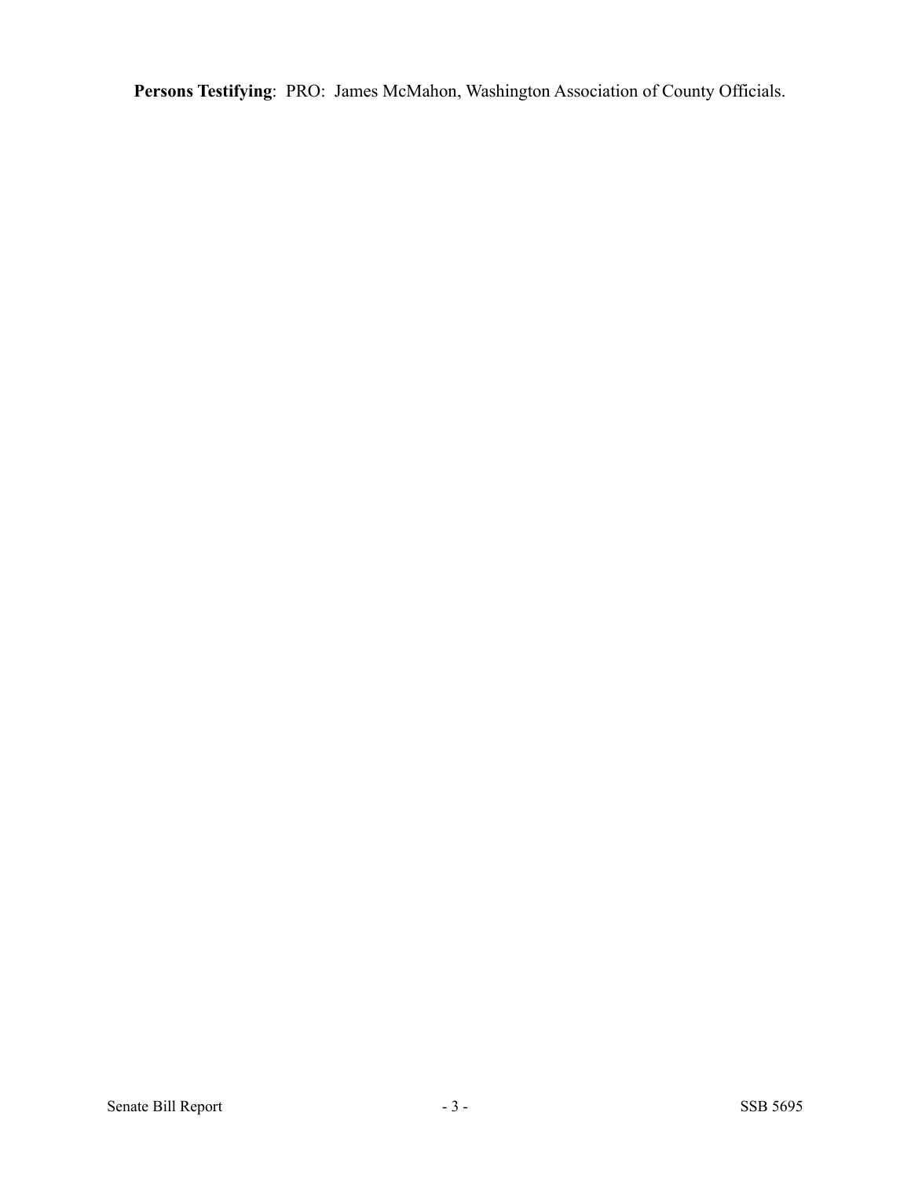**Persons Testifying**: PRO: James McMahon, Washington Association of County Officials.